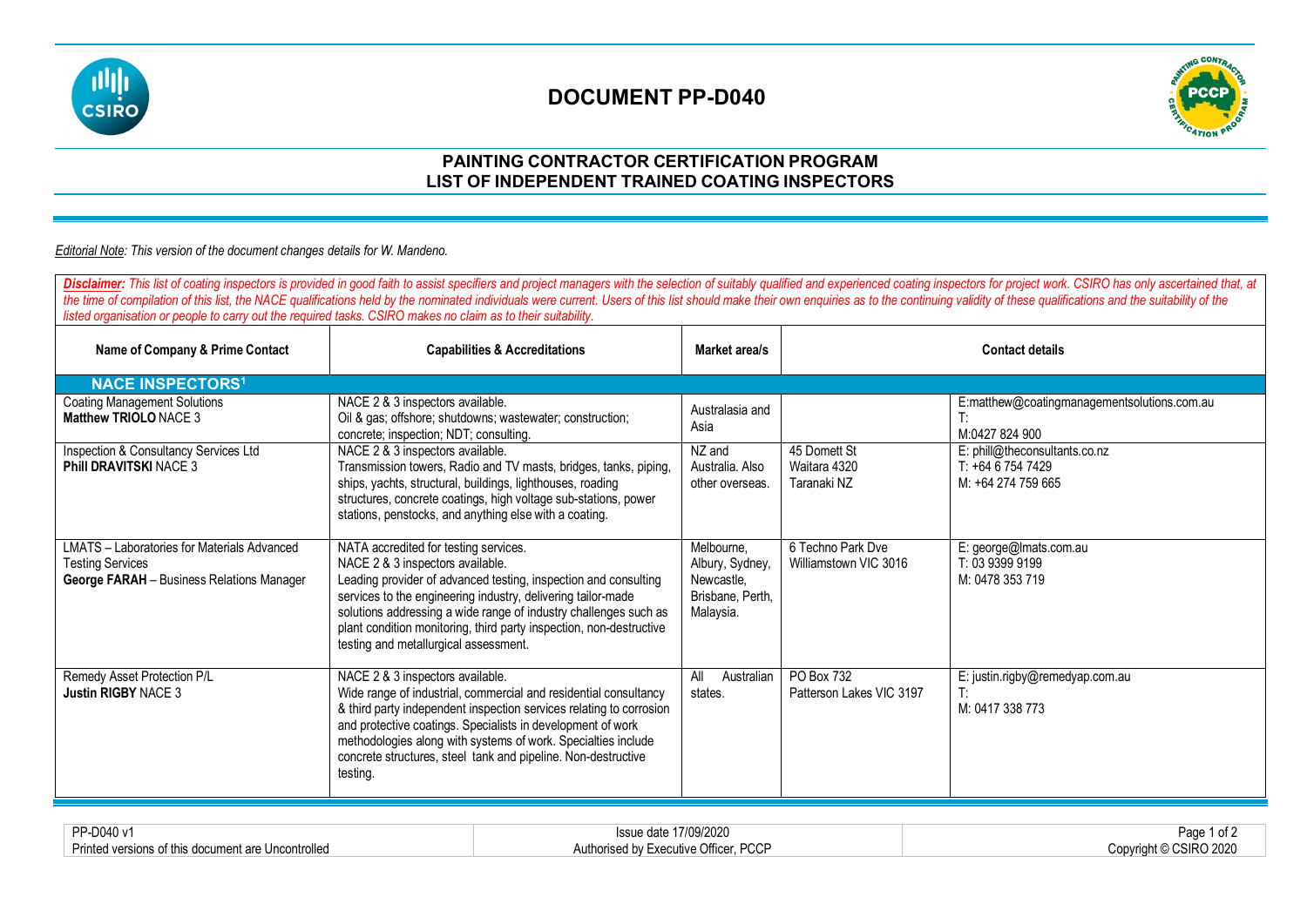# DOCUMENT PP-D040

## PAINTING CONTRACTOR CERTIFICATION PROGRAM
## LIST OF INDEPENDENT TRAINED COATING INSPECTORS

*Editorial Note: This version of the document changes details for W. Mandeno.*

***Disclaimer:** This list of coating inspectors is provided in good faith to assist specifiers and project managers with the selection of suitably qualified and experienced coating inspectors for project work. CSIRO has only ascertained that, at the time of compilation of this list, the NACE qualifications held by the nominated individuals were current. Users of this list should make their own enquiries as to the continuing validity of these qualifications and the suitability of the listed organisation or people to carry out the required tasks. CSIRO makes no claim as to their suitability.*

| Name of Company & Prime Contact | Capabilities & Accreditations | Market area/s | Contact details | |
|---|---|---|---|---|
| **NACE INSPECTORS[1]** | | | | |
| Coating Management Solutions<br>**Matthew TRIOLO** NACE 3 | NACE 2 & 3 inspectors available.<br>Oil & gas; offshore; shutdowns; wastewater; construction; concrete; inspection; NDT; consulting. | Australasia and Asia | | E:matthew@coatingmanagementsolutions.com.au<br>T:<br>M:0427 824 900 |
| Inspection & Consultancy Services Ltd<br>**Phill DRAVITSKI** NACE 3 | NACE 2 & 3 inspectors available.<br>Transmission towers, Radio and TV masts, bridges, tanks, piping, ships, yachts, structural, buildings, lighthouses, roading structures, concrete coatings, high voltage sub-stations, power stations, penstocks, and anything else with a coating. | NZ and Australia. Also other overseas. | 45 Domett St<br>Waitara 4320<br>Taranaki NZ | E: phill@theconsultants.co.nz<br>T: +64 6 754 7429<br>M: +64 274 759 665 |
| LMATS – Laboratories for Materials Advanced Testing Services<br>**George FARAH** – Business Relations Manager | NATA accredited for testing services.<br>NACE 2 & 3 inspectors available.<br>Leading provider of advanced testing, inspection and consulting services to the engineering industry, delivering tailor-made solutions addressing a wide range of industry challenges such as plant condition monitoring, third party inspection, non-destructive testing and metallurgical assessment. | Melbourne, Albury, Sydney, Newcastle, Brisbane, Perth, Malaysia. | 6 Techno Park Dve<br>Williamstown VIC 3016 | E: george@lmats.com.au<br>T: 03 9399 9199<br>M: 0478 353 719 |
| Remedy Asset Protection P/L<br>**Justin RIGBY** NACE 3 | NACE 2 & 3 inspectors available.<br>Wide range of industrial, commercial and residential consultancy & third party independent inspection services relating to corrosion and protective coatings. Specialists in development of work methodologies along with systems of work. Specialties include concrete structures, steel tank and pipeline. Non-destructive testing. | All Australian states. | PO Box 732<br>Patterson Lakes VIC 3197 | E: justin.rigby@remedyap.com.au<br>T:<br>M: 0417 338 773 |

PP-D040 v1 | Printed versions of this document are Uncontrolled | Issue date 17/09/2020 | Authorised by Executive Officer, PCCP | Copyright © CSIRO 2020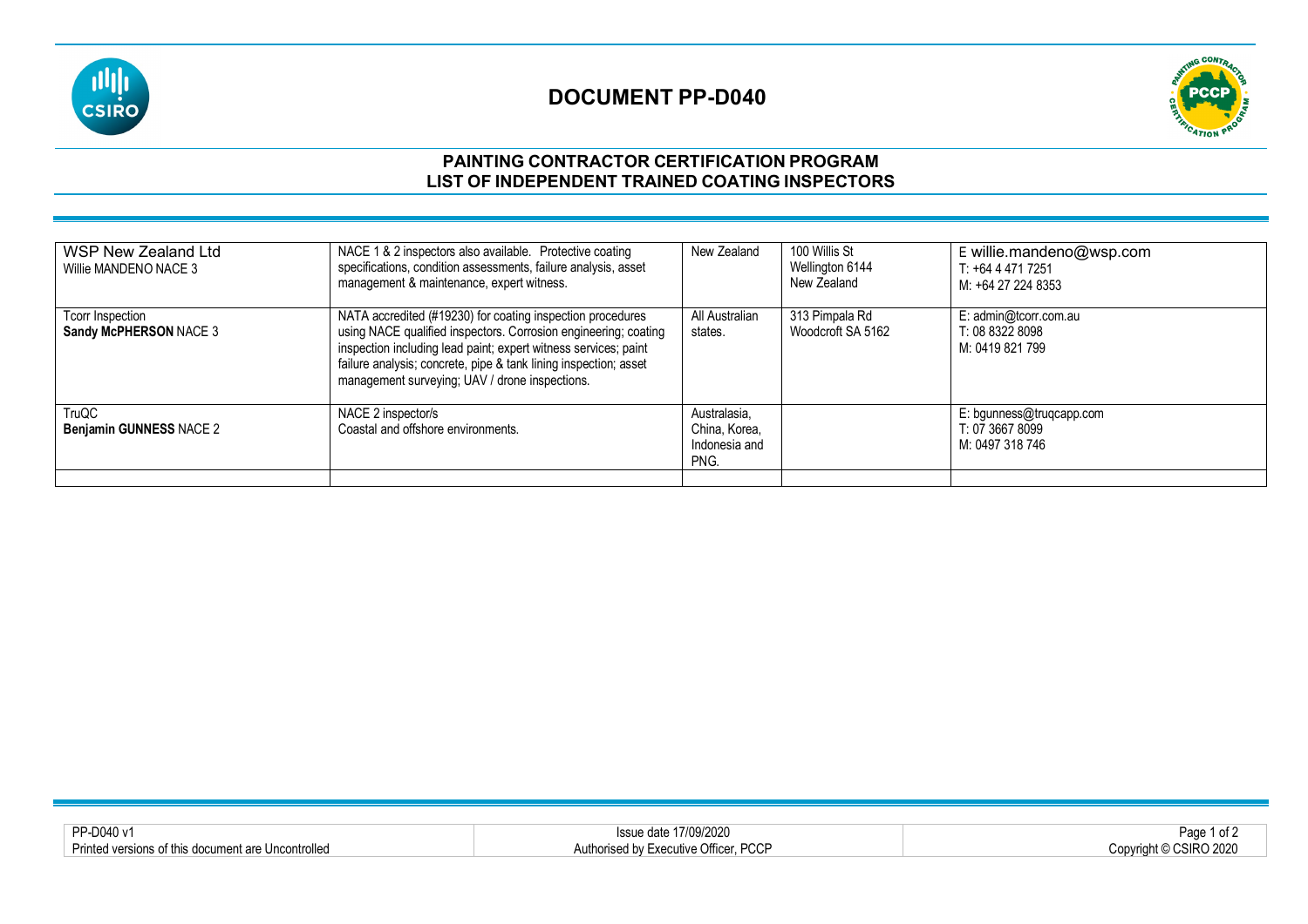# DOCUMENT PP-D040

## PAINTING CONTRACTOR CERTIFICATION PROGRAM
## LIST OF INDEPENDENT TRAINED COATING INSPECTORS

| | | | | |
|---|---|---|---|---|
| WSP New Zealand Ltd<br>Willie MANDENO NACE 3 | NACE 1 & 2 inspectors also available. Protective coating specifications, condition assessments, failure analysis, asset management & maintenance, expert witness. | New Zealand | 100 Willis St<br>Wellington 6144<br>New Zealand | E willie.mandeno@wsp.com<br>T: +64 4 471 7251<br>M: +64 27 224 8353 |
| Tcorr Inspection<br>**Sandy McPHERSON** NACE 3 | NATA accredited (#19230) for coating inspection procedures using NACE qualified inspectors. Corrosion engineering; coating inspection including lead paint; expert witness services; paint failure analysis; concrete, pipe & tank lining inspection; asset management surveying; UAV / drone inspections. | All Australian states. | 313 Pimpala Rd<br>Woodcroft SA 5162 | E: admin@tcorr.com.au<br>T: 08 8322 8098<br>M: 0419 821 799 |
| TruQC<br>**Benjamin GUNNESS** NACE 2 | NACE 2 inspector/s<br>Coastal and offshore environments. | Australasia, China, Korea, Indonesia and PNG. | | E: bgunness@truqcapp.com<br>T: 07 3667 8099<br>M: 0497 318 746 |
| | | | | |

PP-D040 v1
Printed versions of this document are Uncontrolled

Issue date 17/09/2020
Authorised by Executive Officer, PCCP

Copyright © CSIRO 2020